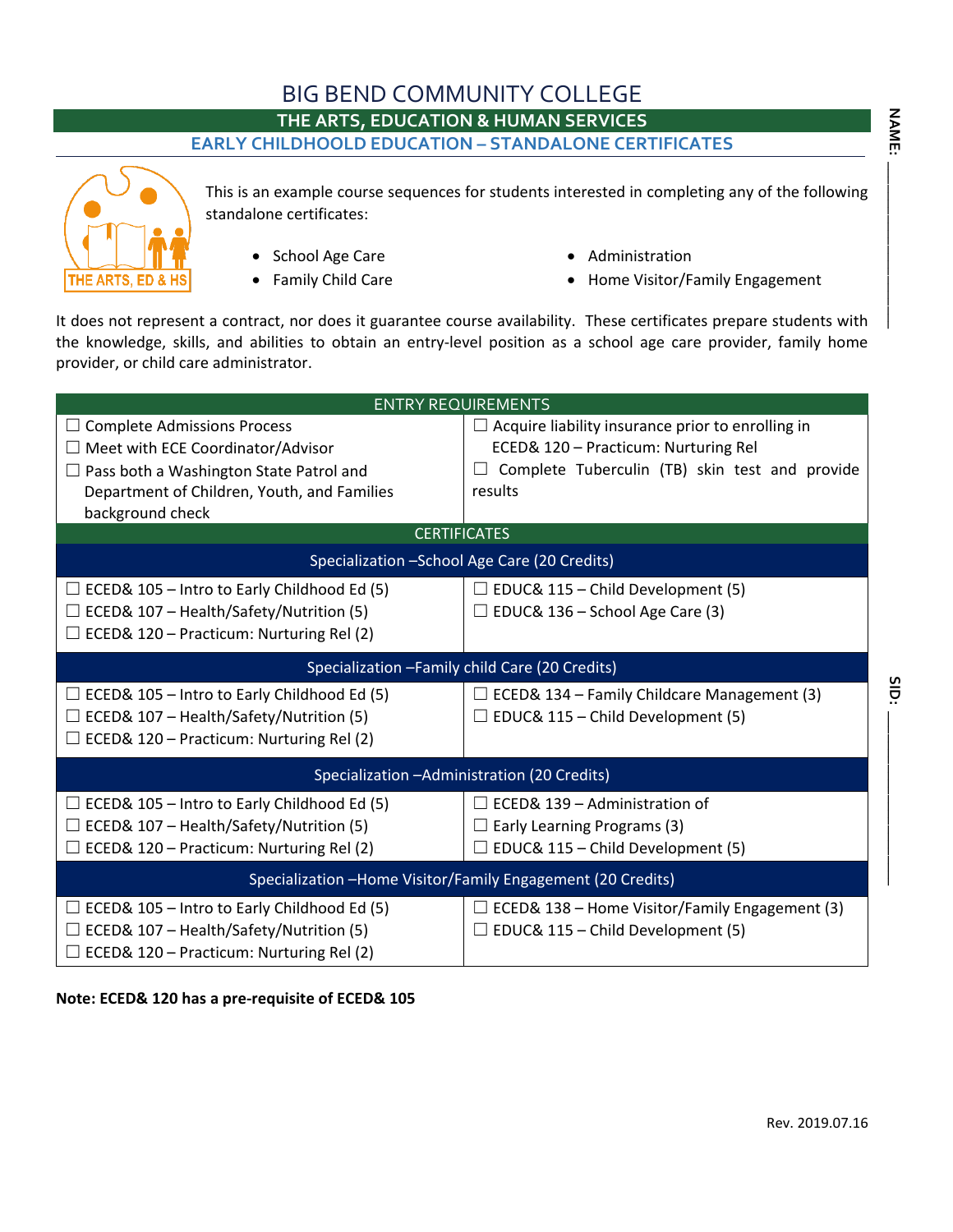# BIG BEND COMMUNITY COLLEGE

## THE ARTS, EDUCATION & HUMAN SERVICES

### EARLY CHILDHOOLD EDUCATION – STANDALONE CERTIFICATES

NAME: ____________________

This is an example course sequences for students interested in completing any of the following standalone certificates:

- School Age Care
- Family Child Care
- Administration
- Home Visitor/Family Engagement

It does not represent a contract, nor does it guarantee course availability. These certificates prepare students with the knowledge, skills, and abilities to obtain an entry-level position as a school age care provider, family home provider, or child care administrator.

| ENTRY REQUIREMENTS | |
|---|---|
| ☐ Complete Admissions Process<br>☐ Meet with ECE Coordinator/Advisor<br>☐ Pass both a Washington State Patrol and Department of Children, Youth, and Families background check | ☐ Acquire liability insurance prior to enrolling in ECED& 120 – Practicum: Nurturing Rel<br>☐ Complete Tuberculin (TB) skin test and provide results |
| **CERTIFICATES** | |
| **Specialization –School Age Care (20 Credits)** | |
| ☐ ECED& 105 – Intro to Early Childhood Ed (5)<br>☐ ECED& 107 – Health/Safety/Nutrition (5)<br>☐ ECED& 120 – Practicum: Nurturing Rel (2) | ☐ EDUC& 115 – Child Development (5)<br>☐ EDUC& 136 – School Age Care (3) |
| **Specialization –Family child Care (20 Credits)** | |
| ☐ ECED& 105 – Intro to Early Childhood Ed (5)<br>☐ ECED& 107 – Health/Safety/Nutrition (5)<br>☐ ECED& 120 – Practicum: Nurturing Rel (2) | ☐ ECED& 134 – Family Childcare Management (3)<br>☐ EDUC& 115 – Child Development (5) |
| **Specialization –Administration (20 Credits)** | |
| ☐ ECED& 105 – Intro to Early Childhood Ed (5)<br>☐ ECED& 107 – Health/Safety/Nutrition (5)<br>☐ ECED& 120 – Practicum: Nurturing Rel (2) | ☐ ECED& 139 – Administration of<br>☐ Early Learning Programs (3)<br>☐ EDUC& 115 – Child Development (5) |
| **Specialization –Home Visitor/Family Engagement (20 Credits)** | |
| ☐ ECED& 105 – Intro to Early Childhood Ed (5)<br>☐ ECED& 107 – Health/Safety/Nutrition (5)<br>☐ ECED& 120 – Practicum: Nurturing Rel (2) | ☐ ECED& 138 – Home Visitor/Family Engagement (3)<br>☐ EDUC& 115 – Child Development (5) |

SID: ____________________

**Note: ECED& 120 has a pre-requisite of ECED& 105**

Rev. 2019.07.16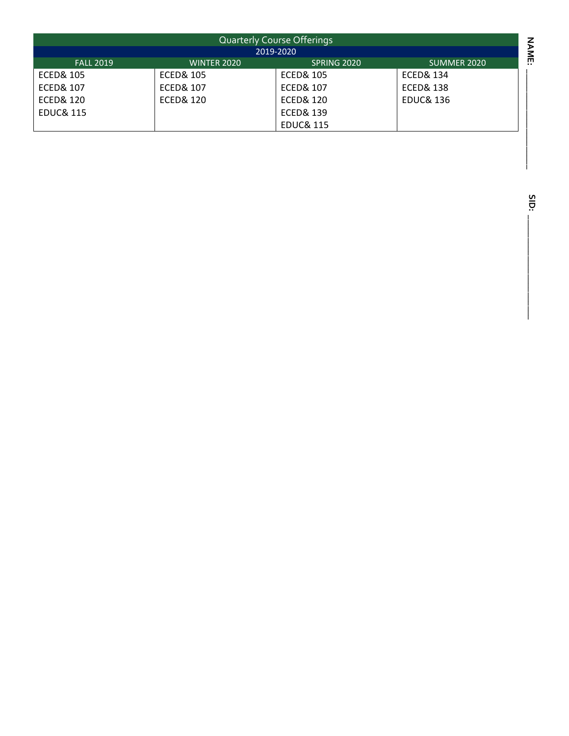| Quarterly Course Offerings | | | |
|---|---|---|---|
| 2019-2020 | | | |
| FALL 2019 | WINTER 2020 | SPRING 2020 | SUMMER 2020 |
| ECED& 105 | ECED& 105 | ECED& 105 | ECED& 134 |
| ECED& 107 | ECED& 107 | ECED& 107 | ECED& 138 |
| ECED& 120 | ECED& 120 | ECED& 120 | EDUC& 136 |
| EDUC& 115 | | ECED& 139 | |
| | | EDUC& 115 | |

**NAME:** ____________________

**SID:** ____________________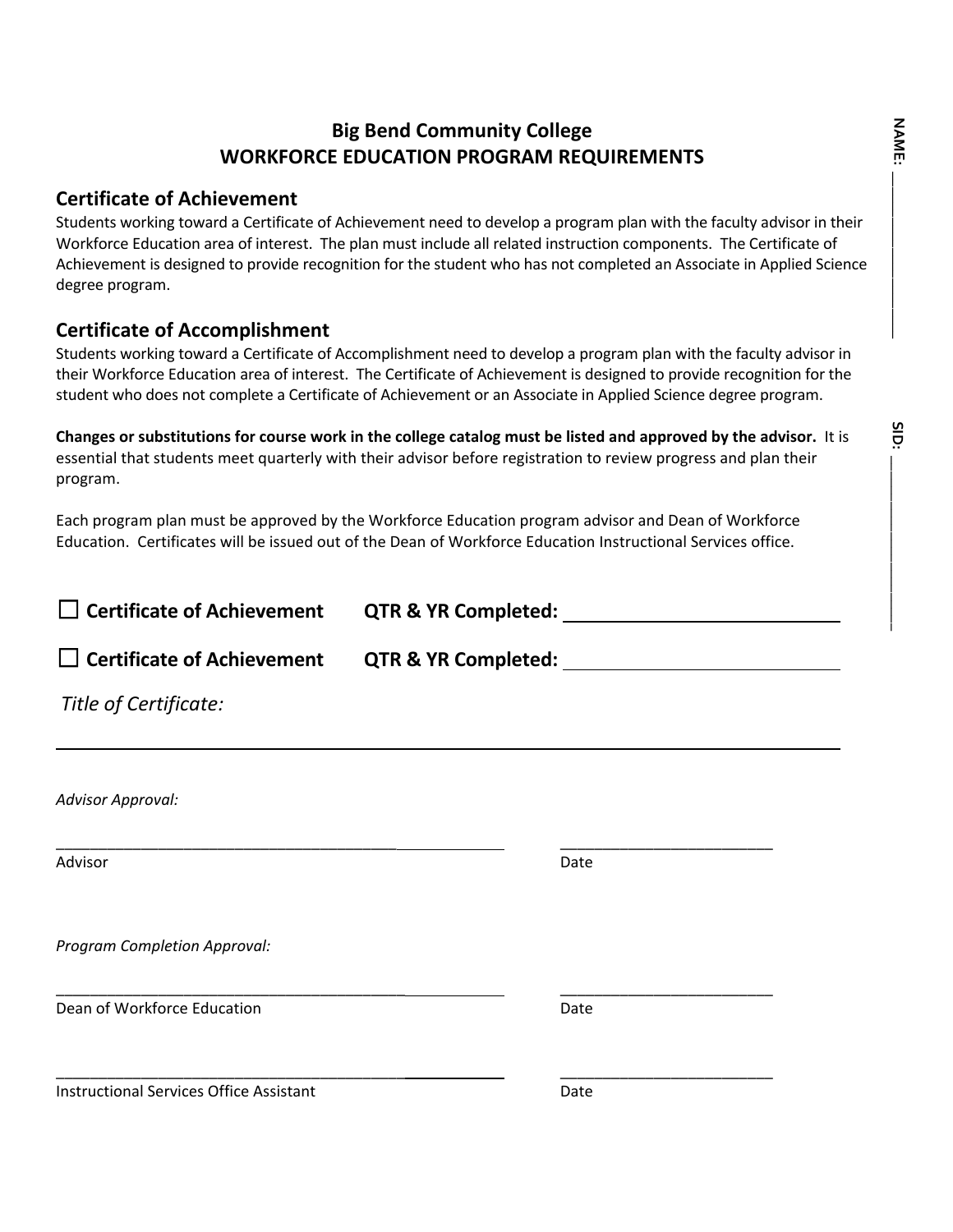# Big Bend Community College
# WORKFORCE EDUCATION PROGRAM REQUIREMENTS

NAME: ____________________

SID: ____________________

## Certificate of Achievement

Students working toward a Certificate of Achievement need to develop a program plan with the faculty advisor in their Workforce Education area of interest. The plan must include all related instruction components. The Certificate of Achievement is designed to provide recognition for the student who has not completed an Associate in Applied Science degree program.

## Certificate of Accomplishment

Students working toward a Certificate of Accomplishment need to develop a program plan with the faculty advisor in their Workforce Education area of interest. The Certificate of Achievement is designed to provide recognition for the student who does not complete a Certificate of Achievement or an Associate in Applied Science degree program.

**Changes or substitutions for course work in the college catalog must be listed and approved by the advisor.** It is essential that students meet quarterly with their advisor before registration to review progress and plan their program.

Each program plan must be approved by the Workforce Education program advisor and Dean of Workforce Education. Certificates will be issued out of the Dean of Workforce Education Instructional Services office.

☐ **Certificate of Achievement** **QTR & YR Completed:** ____________________

☐ **Certificate of Achievement** **QTR & YR Completed:** ____________________

*Title of Certificate:*

________________________________________________________________

*Advisor Approval:*

________________________________________ ____________________

Advisor Date

*Program Completion Approval:*

________________________________________ ____________________

Dean of Workforce Education Date

________________________________________ ____________________

Instructional Services Office Assistant Date